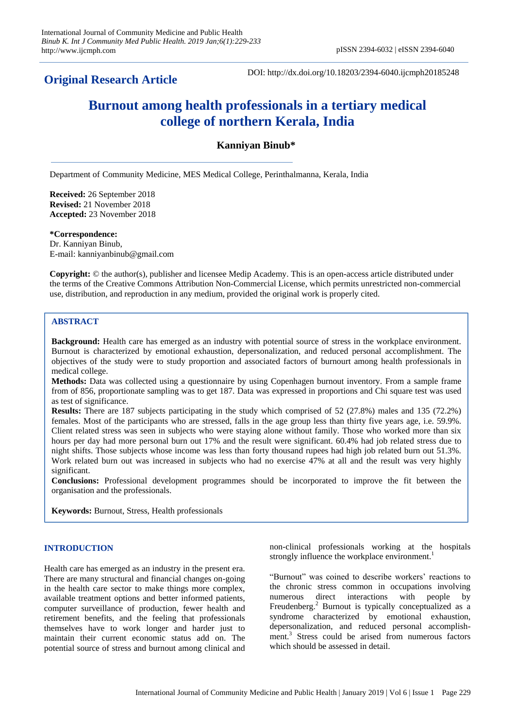**Original Research Article**

DOI: http://dx.doi.org/10.18203/2394-6040.ijcmph20185248

# Burnout among health professionals in a tertiary medical college of northern Kerala, India

**Kanniyan Binub***

Department of Community Medicine, MES Medical College, Perinthalmanna, Kerala, India

**Received:** 26 September 2018
**Revised:** 21 November 2018
**Accepted:** 23 November 2018

***Correspondence:**
Dr. Kanniyan Binub,
E-mail: kanniyanbinub@gmail.com

**Copyright:** © the author(s), publisher and licensee Medip Academy. This is an open-access article distributed under the terms of the Creative Commons Attribution Non-Commercial License, which permits unrestricted non-commercial use, distribution, and reproduction in any medium, provided the original work is properly cited.

## ABSTRACT

**Background:** Health care has emerged as an industry with potential source of stress in the workplace environment. Burnout is characterized by emotional exhaustion, depersonalization, and reduced personal accomplishment. The objectives of the study were to study proportion and associated factors of burnourt among health professionals in medical college.

**Methods:** Data was collected using a questionnaire by using Copenhagen burnout inventory. From a sample frame from of 856, proportionate sampling was to get 187. Data was expressed in proportions and Chi square test was used as test of significance.

**Results:** There are 187 subjects participating in the study which comprised of 52 (27.8%) males and 135 (72.2%) females. Most of the participants who are stressed, falls in the age group less than thirty five years age, i.e. 59.9%. Client related stress was seen in subjects who were staying alone without family. Those who worked more than six hours per day had more personal burn out 17% and the result were significant. 60.4% had job related stress due to night shifts. Those subjects whose income was less than forty thousand rupees had high job related burn out 51.3%. Work related burn out was increased in subjects who had no exercise 47% at all and the result was very highly significant.

**Conclusions:** Professional development programmes should be incorporated to improve the fit between the organisation and the professionals.

**Keywords:** Burnout, Stress, Health professionals

## INTRODUCTION

Health care has emerged as an industry in the present era. There are many structural and financial changes on-going in the health care sector to make things more complex, available treatment options and better informed patients, computer surveillance of production, fewer health and retirement benefits, and the feeling that professionals themselves have to work longer and harder just to maintain their current economic status add on. The potential source of stress and burnout among clinical and non-clinical professionals working at the hospitals strongly influence the workplace environment.[1]

"Burnout" was coined to describe workers' reactions to the chronic stress common in occupations involving numerous direct interactions with people by Freudenberg.[2] Burnout is typically conceptualized as a syndrome characterized by emotional exhaustion, depersonalization, and reduced personal accomplishment.[3] Stress could be arised from numerous factors which should be assessed in detail.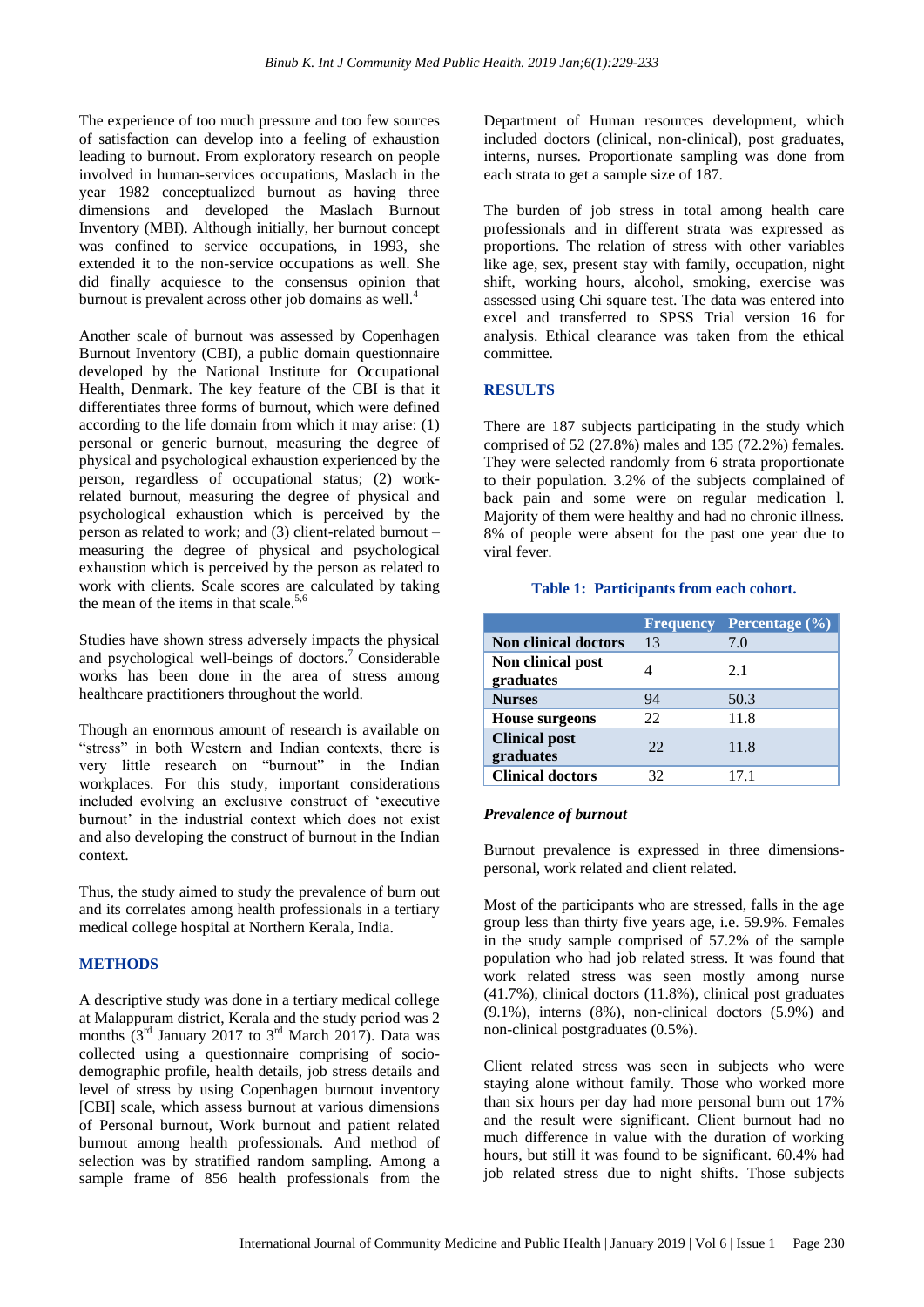The experience of too much pressure and too few sources of satisfaction can develop into a feeling of exhaustion leading to burnout. From exploratory research on people involved in human-services occupations, Maslach in the year 1982 conceptualized burnout as having three dimensions and developed the Maslach Burnout Inventory (MBI). Although initially, her burnout concept was confined to service occupations, in 1993, she extended it to the non-service occupations as well. She did finally acquiesce to the consensus opinion that burnout is prevalent across other job domains as well.[4]

Another scale of burnout was assessed by Copenhagen Burnout Inventory (CBI), a public domain questionnaire developed by the National Institute for Occupational Health, Denmark. The key feature of the CBI is that it differentiates three forms of burnout, which were defined according to the life domain from which it may arise: (1) personal or generic burnout, measuring the degree of physical and psychological exhaustion experienced by the person, regardless of occupational status; (2) work-related burnout, measuring the degree of physical and psychological exhaustion which is perceived by the person as related to work; and (3) client-related burnout – measuring the degree of physical and psychological exhaustion which is perceived by the person as related to work with clients. Scale scores are calculated by taking the mean of the items in that scale.[5,6]

Studies have shown stress adversely impacts the physical and psychological well-beings of doctors.[7] Considerable works has been done in the area of stress among healthcare practitioners throughout the world.

Though an enormous amount of research is available on "stress" in both Western and Indian contexts, there is very little research on "burnout" in the Indian workplaces. For this study, important considerations included evolving an exclusive construct of 'executive burnout' in the industrial context which does not exist and also developing the construct of burnout in the Indian context.

Thus, the study aimed to study the prevalence of burn out and its correlates among health professionals in a tertiary medical college hospital at Northern Kerala, India.

## METHODS

A descriptive study was done in a tertiary medical college at Malappuram district, Kerala and the study period was 2 months (3rd January 2017 to 3rd March 2017). Data was collected using a questionnaire comprising of socio-demographic profile, health details, job stress details and level of stress by using Copenhagen burnout inventory [CBI] scale, which assess burnout at various dimensions of Personal burnout, Work burnout and patient related burnout among health professionals. And method of selection was by stratified random sampling. Among a sample frame of 856 health professionals from the Department of Human resources development, which included doctors (clinical, non-clinical), post graduates, interns, nurses. Proportionate sampling was done from each strata to get a sample size of 187.

The burden of job stress in total among health care professionals and in different strata was expressed as proportions. The relation of stress with other variables like age, sex, present stay with family, occupation, night shift, working hours, alcohol, smoking, exercise was assessed using Chi square test. The data was entered into excel and transferred to SPSS Trial version 16 for analysis. Ethical clearance was taken from the ethical committee.

## RESULTS

There are 187 subjects participating in the study which comprised of 52 (27.8%) males and 135 (72.2%) females. They were selected randomly from 6 strata proportionate to their population. 3.2% of the subjects complained of back pain and some were on regular medication l. Majority of them were healthy and had no chronic illness. 8% of people were absent for the past one year due to viral fever.

**Table 1: Participants from each cohort.**

| | Frequency | Percentage (%) |
|---|---|---|
| **Non clinical doctors** | 13 | 7.0 |
| **Non clinical post graduates** | 4 | 2.1 |
| **Nurses** | 94 | 50.3 |
| **House surgeons** | 22 | 11.8 |
| **Clinical post graduates** | 22 | 11.8 |
| **Clinical doctors** | 32 | 17.1 |

### *Prevalence of burnout*

Burnout prevalence is expressed in three dimensions-personal, work related and client related.

Most of the participants who are stressed, falls in the age group less than thirty five years age, i.e. 59.9%. Females in the study sample comprised of 57.2% of the sample population who had job related stress. It was found that work related stress was seen mostly among nurse (41.7%), clinical doctors (11.8%), clinical post graduates (9.1%), interns (8%), non-clinical doctors (5.9%) and non-clinical postgraduates (0.5%).

Client related stress was seen in subjects who were staying alone without family. Those who worked more than six hours per day had more personal burn out 17% and the result were significant. Client burnout had no much difference in value with the duration of working hours, but still it was found to be significant. 60.4% had job related stress due to night shifts. Those subjects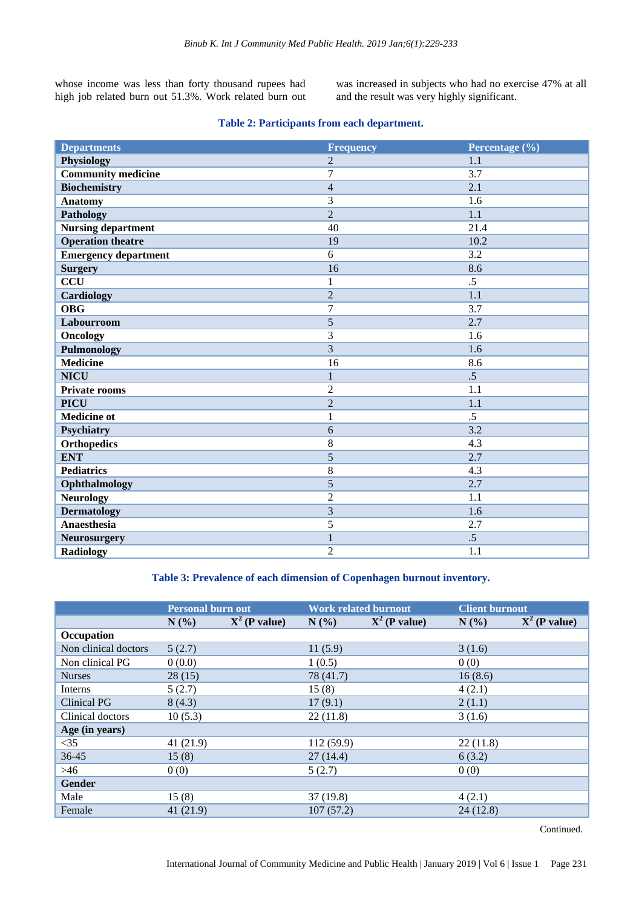whose income was less than forty thousand rupees had high job related burn out 51.3%. Work related burn out was increased in subjects who had no exercise 47% at all and the result was very highly significant.

**Table 2: Participants from each department.**

| Departments | Frequency | Percentage (%) |
|---|---|---|
| **Physiology** | 2 | 1.1 |
| **Community medicine** | 7 | 3.7 |
| **Biochemistry** | 4 | 2.1 |
| **Anatomy** | 3 | 1.6 |
| **Pathology** | 2 | 1.1 |
| **Nursing department** | 40 | 21.4 |
| **Operation theatre** | 19 | 10.2 |
| **Emergency department** | 6 | 3.2 |
| **Surgery** | 16 | 8.6 |
| **CCU** | 1 | .5 |
| **Cardiology** | 2 | 1.1 |
| **OBG** | 7 | 3.7 |
| **Labourroom** | 5 | 2.7 |
| **Oncology** | 3 | 1.6 |
| **Pulmonology** | 3 | 1.6 |
| **Medicine** | 16 | 8.6 |
| **NICU** | 1 | .5 |
| **Private rooms** | 2 | 1.1 |
| **PICU** | 2 | 1.1 |
| **Medicine ot** | 1 | .5 |
| **Psychiatry** | 6 | 3.2 |
| **Orthopedics** | 8 | 4.3 |
| **ENT** | 5 | 2.7 |
| **Pediatrics** | 8 | 4.3 |
| **Ophthalmology** | 5 | 2.7 |
| **Neurology** | 2 | 1.1 |
| **Dermatology** | 3 | 1.6 |
| **Anaesthesia** | 5 | 2.7 |
| **Neurosurgery** | 1 | .5 |
| **Radiology** | 2 | 1.1 |

**Table 3: Prevalence of each dimension of Copenhagen burnout inventory.**

| | Personal burn out | | Work related burnout | | Client burnout | |
|---|---|---|---|---|---|---|
| | N (%) | $X^2$ (P value) | N (%) | $X^2$ (P value) | N (%) | $X^2$ (P value) |
| **Occupation** | | | | | | |
| Non clinical doctors | 5 (2.7) | | 11 (5.9) | | 3 (1.6) | |
| Non clinical PG | 0 (0.0) | | 1 (0.5) | | 0 (0) | |
| Nurses | 28 (15) | | 78 (41.7) | | 16 (8.6) | |
| Interns | 5 (2.7) | | 15 (8) | | 4 (2.1) | |
| Clinical PG | 8 (4.3) | | 17 (9.1) | | 2 (1.1) | |
| Clinical doctors | 10 (5.3) | | 22 (11.8) | | 3 (1.6) | |
| **Age (in years)** | | | | | | |
| <35 | 41 (21.9) | | 112 (59.9) | | 22 (11.8) | |
| 36-45 | 15 (8) | | 27 (14.4) | | 6 (3.2) | |
| >46 | 0 (0) | | 5 (2.7) | | 0 (0) | |
| **Gender** | | | | | | |
| Male | 15 (8) | | 37 (19.8) | | 4 (2.1) | |
| Female | 41 (21.9) | | 107 (57.2) | | 24 (12.8) | |

Continued.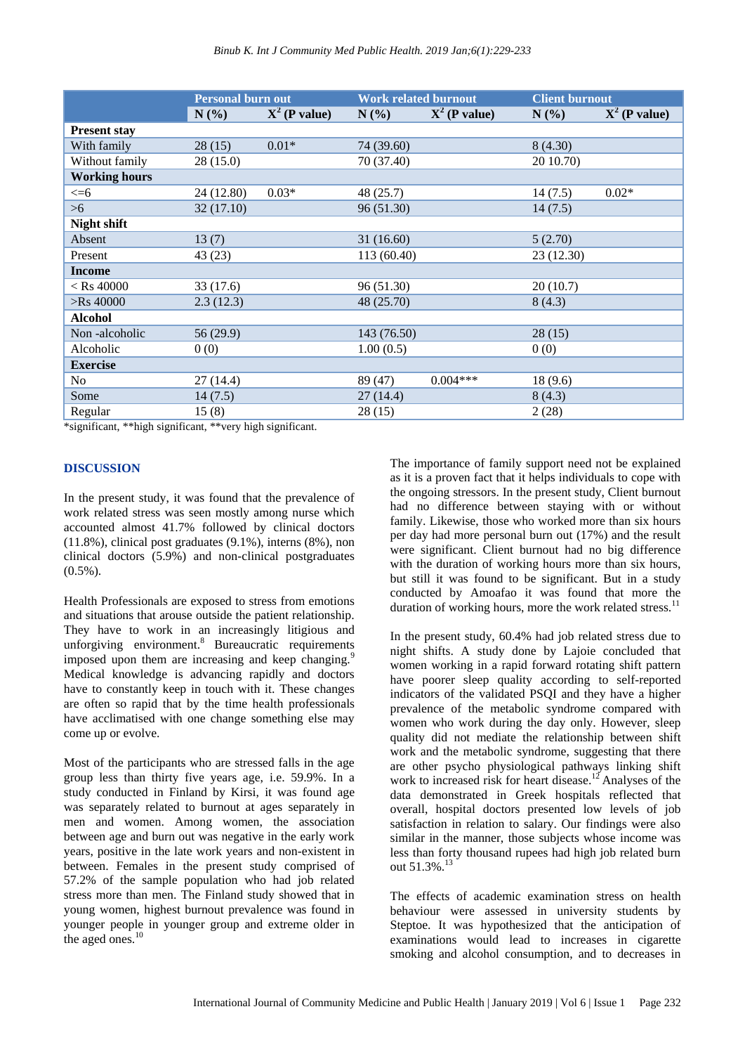| | Personal burn out | | Work related burnout | | Client burnout | |
|---|---|---|---|---|---|---|
| | N (%) | $X^2$ (P value) | N (%) | $X^2$ (P value) | N (%) | $X^2$ (P value) |
| **Present stay** | | | | | | |
| With family | 28 (15) | 0.01* | 74 (39.60) | | 8 (4.30) | |
| Without family | 28 (15.0) | | 70 (37.40) | | 20 10.70) | |
| **Working hours** | | | | | | |
| <=6 | 24 (12.80) | 0.03* | 48 (25.7) | | 14 (7.5) | 0.02* |
| >6 | 32 (17.10) | | 96 (51.30) | | 14 (7.5) | |
| **Night shift** | | | | | | |
| Absent | 13 (7) | | 31 (16.60) | | 5 (2.70) | |
| Present | 43 (23) | | 113 (60.40) | | 23 (12.30) | |
| **Income** | | | | | | |
| < Rs 40000 | 33 (17.6) | | 96 (51.30) | | 20 (10.7) | |
| >Rs 40000 | 2.3 (12.3) | | 48 (25.70) | | 8 (4.3) | |
| **Alcohol** | | | | | | |
| Non -alcoholic | 56 (29.9) | | 143 (76.50) | | 28 (15) | |
| Alcoholic | 0 (0) | | 1.00 (0.5) | | 0 (0) | |
| **Exercise** | | | | | | |
| No | 27 (14.4) | | 89 (47) | 0.004*** | 18 (9.6) | |
| Some | 14 (7.5) | | 27 (14.4) | | 8 (4.3) | |
| Regular | 15 (8) | | 28 (15) | | 2 (28) | |

*significant, **high significant, **very high significant.

## DISCUSSION

In the present study, it was found that the prevalence of work related stress was seen mostly among nurse which accounted almost 41.7% followed by clinical doctors (11.8%), clinical post graduates (9.1%), interns (8%), non clinical doctors (5.9%) and non-clinical postgraduates (0.5%).

Health Professionals are exposed to stress from emotions and situations that arouse outside the patient relationship. They have to work in an increasingly litigious and unforgiving environment.[8] Bureaucratic requirements imposed upon them are increasing and keep changing.[9] Medical knowledge is advancing rapidly and doctors have to constantly keep in touch with it. These changes are often so rapid that by the time health professionals have acclimatised with one change something else may come up or evolve.

Most of the participants who are stressed falls in the age group less than thirty five years age, i.e. 59.9%. In a study conducted in Finland by Kirsi, it was found age was separately related to burnout at ages separately in men and women. Among women, the association between age and burn out was negative in the early work years, positive in the late work years and non-existent in between. Females in the present study comprised of 57.2% of the sample population who had job related stress more than men. The Finland study showed that in young women, highest burnout prevalence was found in younger people in younger group and extreme older in the aged ones.[10]

The importance of family support need not be explained as it is a proven fact that it helps individuals to cope with the ongoing stressors. In the present study, Client burnout had no difference between staying with or without family. Likewise, those who worked more than six hours per day had more personal burn out (17%) and the result were significant. Client burnout had no big difference with the duration of working hours more than six hours, but still it was found to be significant. But in a study conducted by Amoafao it was found that more the duration of working hours, more the work related stress.[11]

In the present study, 60.4% had job related stress due to night shifts. A study done by Lajoie concluded that women working in a rapid forward rotating shift pattern have poorer sleep quality according to self-reported indicators of the validated PSQI and they have a higher prevalence of the metabolic syndrome compared with women who work during the day only. However, sleep quality did not mediate the relationship between shift work and the metabolic syndrome, suggesting that there are other psycho physiological pathways linking shift work to increased risk for heart disease.[12] Analyses of the data demonstrated in Greek hospitals reflected that overall, hospital doctors presented low levels of job satisfaction in relation to salary. Our findings were also similar in the manner, those subjects whose income was less than forty thousand rupees had high job related burn out 51.3%.[13]

The effects of academic examination stress on health behaviour were assessed in university students by Steptoe. It was hypothesized that the anticipation of examinations would lead to increases in cigarette smoking and alcohol consumption, and to decreases in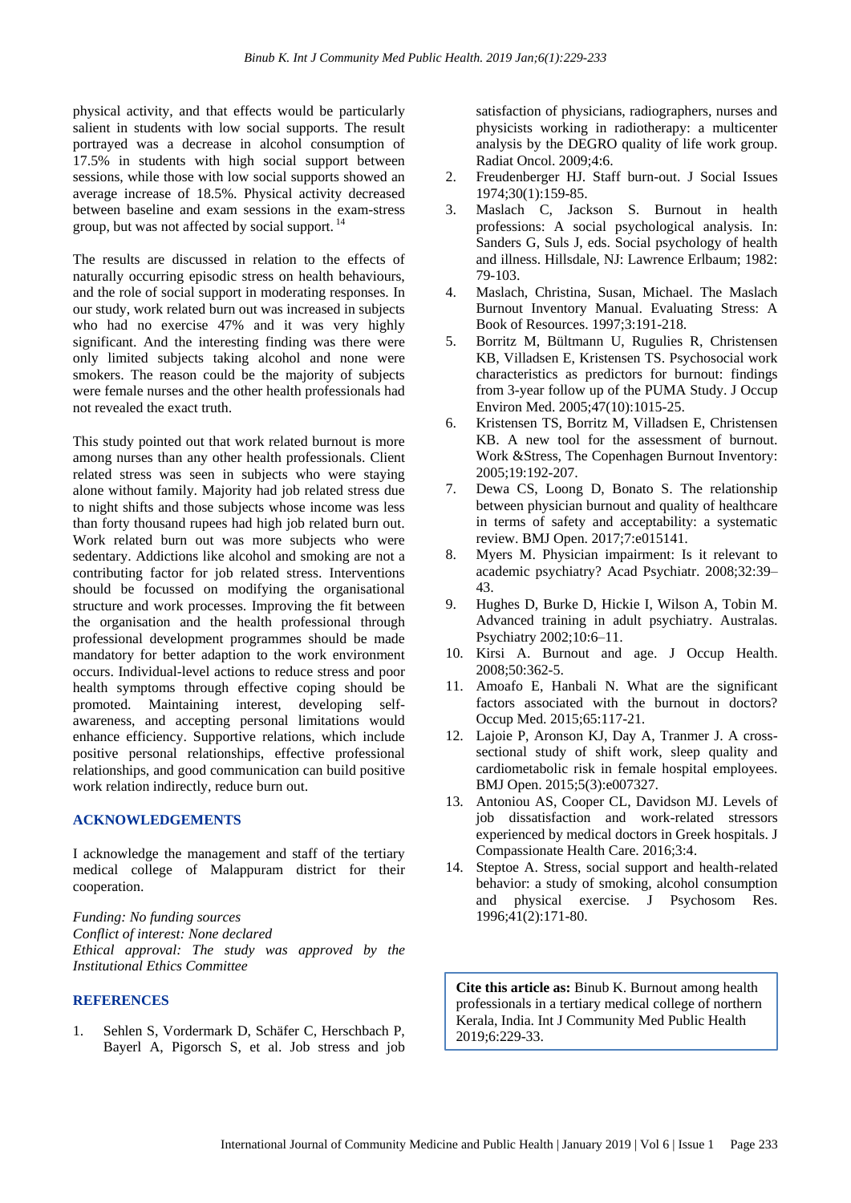physical activity, and that effects would be particularly salient in students with low social supports. The result portrayed was a decrease in alcohol consumption of 17.5% in students with high social support between sessions, while those with low social supports showed an average increase of 18.5%. Physical activity decreased between baseline and exam sessions in the exam-stress group, but was not affected by social support.[14]

The results are discussed in relation to the effects of naturally occurring episodic stress on health behaviours, and the role of social support in moderating responses. In our study, work related burn out was increased in subjects who had no exercise 47% and it was very highly significant. And the interesting finding was there were only limited subjects taking alcohol and none were smokers. The reason could be the majority of subjects were female nurses and the other health professionals had not revealed the exact truth.

This study pointed out that work related burnout is more among nurses than any other health professionals. Client related stress was seen in subjects who were staying alone without family. Majority had job related stress due to night shifts and those subjects whose income was less than forty thousand rupees had high job related burn out. Work related burn out was more subjects who were sedentary. Addictions like alcohol and smoking are not a contributing factor for job related stress. Interventions should be focussed on modifying the organisational structure and work processes. Improving the fit between the organisation and the health professional through professional development programmes should be made mandatory for better adaption to the work environment occurs. Individual-level actions to reduce stress and poor health symptoms through effective coping should be promoted. Maintaining interest, developing self-awareness, and accepting personal limitations would enhance efficiency. Supportive relations, which include positive personal relationships, effective professional relationships, and good communication can build positive work relation indirectly, reduce burn out.

## ACKNOWLEDGEMENTS

I acknowledge the management and staff of the tertiary medical college of Malappuram district for their cooperation.

*Funding: No funding sources*
*Conflict of interest: None declared*
*Ethical approval: The study was approved by the Institutional Ethics Committee*

## REFERENCES

1. Sehlen S, Vordermark D, Schäfer C, Herschbach P, Bayerl A, Pigorsch S, et al. Job stress and job satisfaction of physicians, radiographers, nurses and physicists working in radiotherapy: a multicenter analysis by the DEGRO quality of life work group. Radiat Oncol. 2009;4:6.
2. Freudenberger HJ. Staff burn-out. J Social Issues 1974;30(1):159-85.
3. Maslach C, Jackson S. Burnout in health professions: A social psychological analysis. In: Sanders G, Suls J, eds. Social psychology of health and illness. Hillsdale, NJ: Lawrence Erlbaum; 1982: 79-103.
4. Maslach, Christina, Susan, Michael. The Maslach Burnout Inventory Manual. Evaluating Stress: A Book of Resources. 1997;3:191-218.
5. Borritz M, Bültmann U, Rugulies R, Christensen KB, Villadsen E, Kristensen TS. Psychosocial work characteristics as predictors for burnout: findings from 3-year follow up of the PUMA Study. J Occup Environ Med. 2005;47(10):1015-25.
6. Kristensen TS, Borritz M, Villadsen E, Christensen KB. A new tool for the assessment of burnout. Work &Stress, The Copenhagen Burnout Inventory: 2005;19:192-207.
7. Dewa CS, Loong D, Bonato S. The relationship between physician burnout and quality of healthcare in terms of safety and acceptability: a systematic review. BMJ Open. 2017;7:e015141.
8. Myers M. Physician impairment: Is it relevant to academic psychiatry? Acad Psychiatr. 2008;32:39–43.
9. Hughes D, Burke D, Hickie I, Wilson A, Tobin M. Advanced training in adult psychiatry. Australas. Psychiatry 2002;10:6–11.
10. Kirsi A. Burnout and age. J Occup Health. 2008;50:362-5.
11. Amoafo E, Hanbali N. What are the significant factors associated with the burnout in doctors? Occup Med. 2015;65:117-21.
12. Lajoie P, Aronson KJ, Day A, Tranmer J. A cross-sectional study of shift work, sleep quality and cardiometabolic risk in female hospital employees. BMJ Open. 2015;5(3):e007327.
13. Antoniou AS, Cooper CL, Davidson MJ. Levels of job dissatisfaction and work-related stressors experienced by medical doctors in Greek hospitals. J Compassionate Health Care. 2016;3:4.
14. Steptoe A. Stress, social support and health-related behavior: a study of smoking, alcohol consumption and physical exercise. J Psychosom Res. 1996;41(2):171-80.

**Cite this article as:** Binub K. Burnout among health professionals in a tertiary medical college of northern Kerala, India. Int J Community Med Public Health 2019;6:229-33.